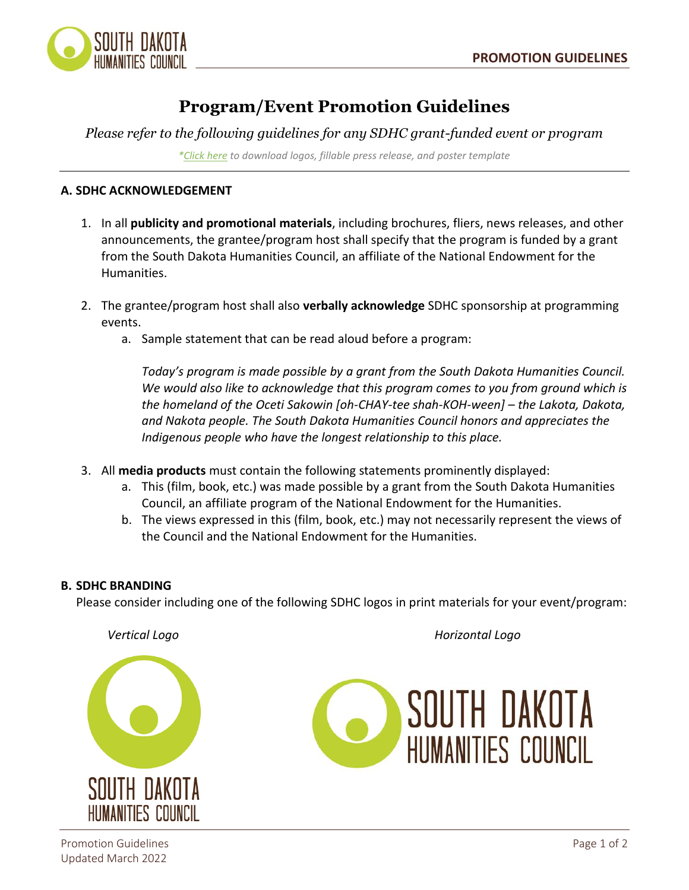# Program/Event Promotion Guidelines

*Please refer to the following guidelines for any SDHC grant-funded event or program*

*\*Click here to download logos, fillable press release, and poster template*

## A. SDHC ACKNOWLEDGEMENT

1. In all **publicity and promotional materials**, including brochures, fliers, news releases, and other announcements, the grantee/program host shall specify that the program is funded by a grant from the South Dakota Humanities Council, an affiliate of the National Endowment for the Humanities.

2. The grantee/program host shall also **verbally acknowledge** SDHC sponsorship at programming events.
   a. Sample statement that can be read aloud before a program:

      *Today's program is made possible by a grant from the South Dakota Humanities Council. We would also like to acknowledge that this program comes to you from ground which is the homeland of the Oceti Sakowin [oh-CHAY-tee shah-KOH-ween] – the Lakota, Dakota, and Nakota people. The South Dakota Humanities Council honors and appreciates the Indigenous people who have the longest relationship to this place.*

3. All **media products** must contain the following statements prominently displayed:
   a. This (film, book, etc.) was made possible by a grant from the South Dakota Humanities Council, an affiliate program of the National Endowment for the Humanities.
   b. The views expressed in this (film, book, etc.) may not necessarily represent the views of the Council and the National Endowment for the Humanities.

## B. SDHC BRANDING

Please consider including one of the following SDHC logos in print materials for your event/program:

*Vertical Logo*

*Horizontal Logo*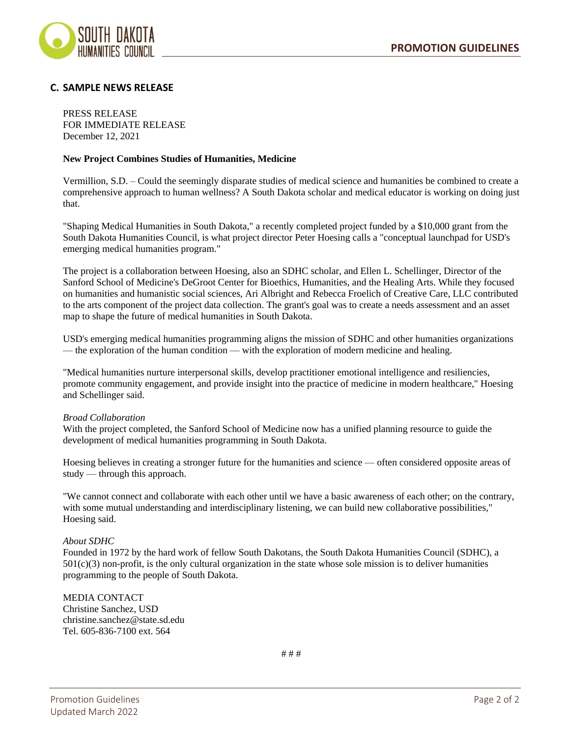## C. SAMPLE NEWS RELEASE

PRESS RELEASE
FOR IMMEDIATE RELEASE
December 12, 2021

**New Project Combines Studies of Humanities, Medicine**

Vermillion, S.D. – Could the seemingly disparate studies of medical science and humanities be combined to create a comprehensive approach to human wellness? A South Dakota scholar and medical educator is working on doing just that.

"Shaping Medical Humanities in South Dakota," a recently completed project funded by a $10,000 grant from the South Dakota Humanities Council, is what project director Peter Hoesing calls a "conceptual launchpad for USD's emerging medical humanities program."

The project is a collaboration between Hoesing, also an SDHC scholar, and Ellen L. Schellinger, Director of the Sanford School of Medicine's DeGroot Center for Bioethics, Humanities, and the Healing Arts. While they focused on humanities and humanistic social sciences, Ari Albright and Rebecca Froelich of Creative Care, LLC contributed to the arts component of the project data collection. The grant's goal was to create a needs assessment and an asset map to shape the future of medical humanities in South Dakota.

USD's emerging medical humanities programming aligns the mission of SDHC and other humanities organizations — the exploration of the human condition — with the exploration of modern medicine and healing.

"Medical humanities nurture interpersonal skills, develop practitioner emotional intelligence and resiliencies, promote community engagement, and provide insight into the practice of medicine in modern healthcare," Hoesing and Schellinger said.

*Broad Collaboration*
With the project completed, the Sanford School of Medicine now has a unified planning resource to guide the development of medical humanities programming in South Dakota.

Hoesing believes in creating a stronger future for the humanities and science — often considered opposite areas of study — through this approach.

"We cannot connect and collaborate with each other until we have a basic awareness of each other; on the contrary, with some mutual understanding and interdisciplinary listening, we can build new collaborative possibilities," Hoesing said.

*About SDHC*
Founded in 1972 by the hard work of fellow South Dakotans, the South Dakota Humanities Council (SDHC), a 501(c)(3) non-profit, is the only cultural organization in the state whose sole mission is to deliver humanities programming to the people of South Dakota.

MEDIA CONTACT
Christine Sanchez, USD
christine.sanchez@state.sd.edu
Tel. 605-836-7100 ext. 564

# # #